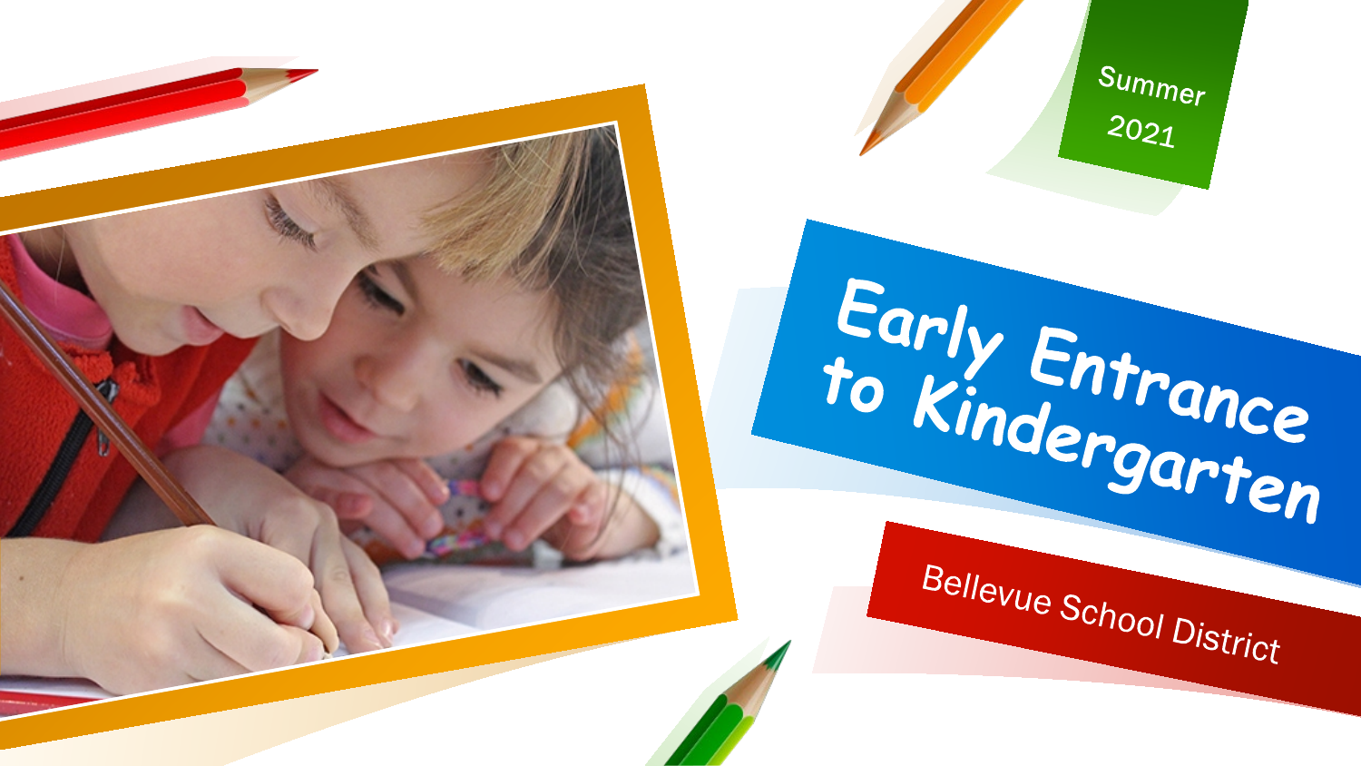Summer 2021

# Early Entrance to Kindergarten

Bellevue School District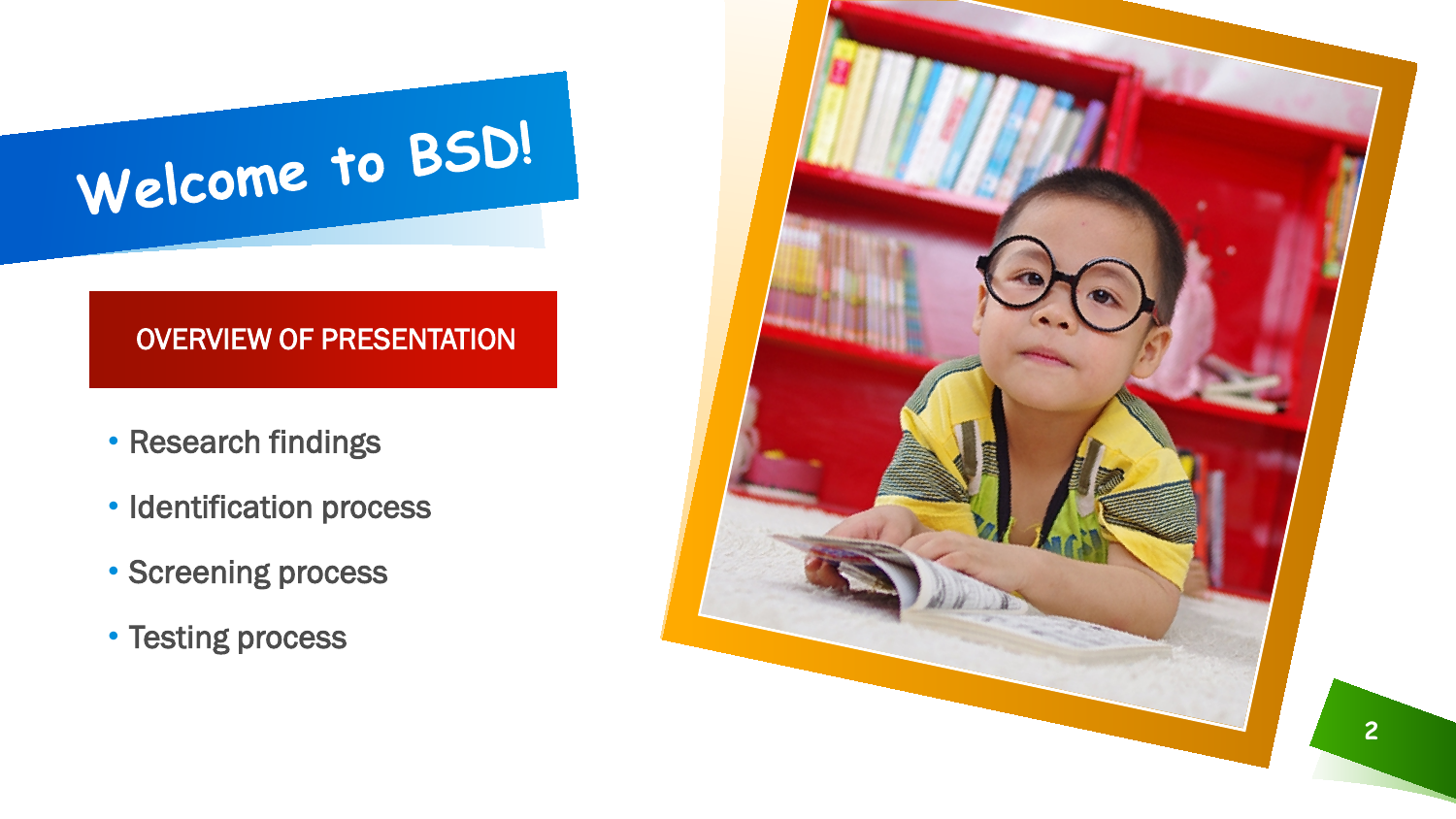# Welcome to BSD!

## OVERVIEW OF PRESENTATION

- Research findings
- Identification process
- Screening process
- Testing process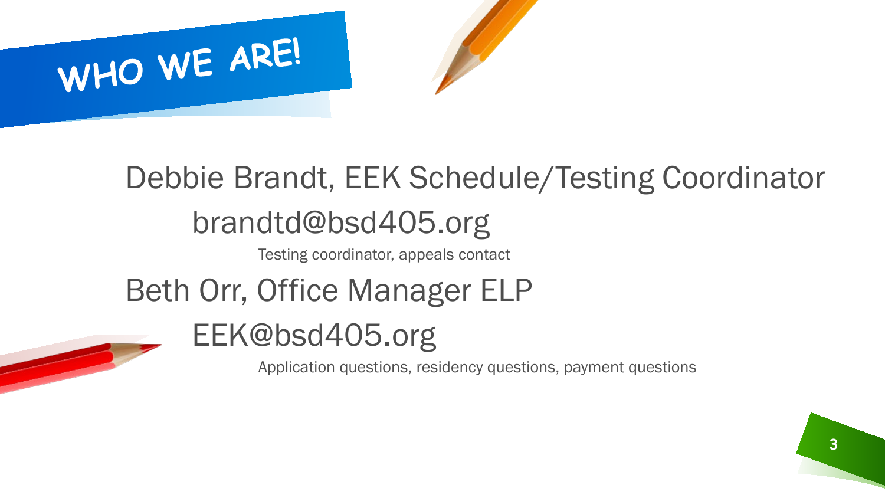# WHO WE ARE!

Debbie Brandt, EEK Schedule/Testing Coordinator

brandtd@bsd405.org

Testing coordinator, appeals contact

Beth Orr, Office Manager ELP

EEK@bsd405.org

Application questions, residency questions, payment questions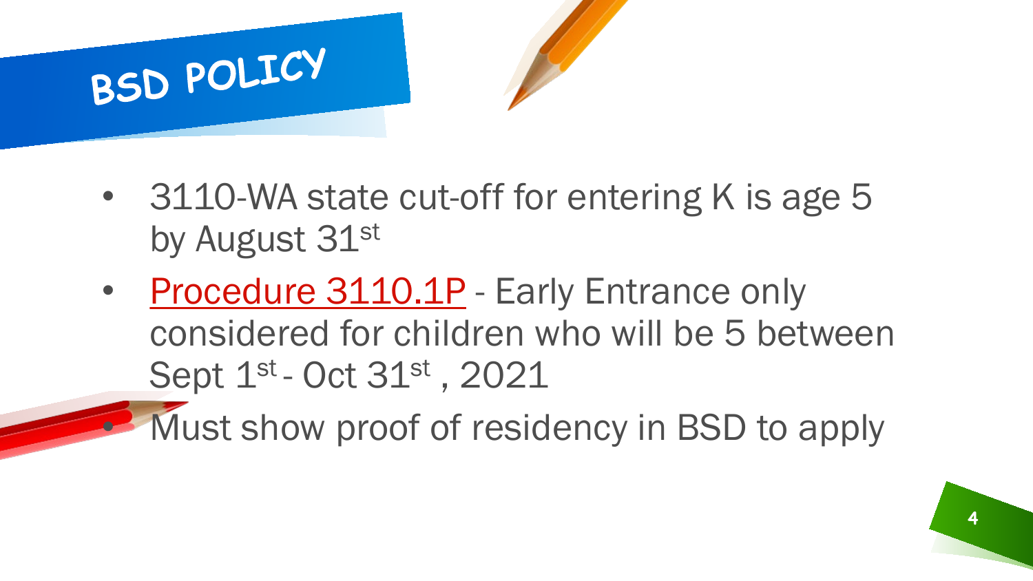# BSD POLICY

- 3110-WA state cut-off for entering K is age 5 by August 31st
- Procedure 3110.1P - Early Entrance only considered for children who will be 5 between Sept 1st - Oct 31st , 2021
- Must show proof of residency in BSD to apply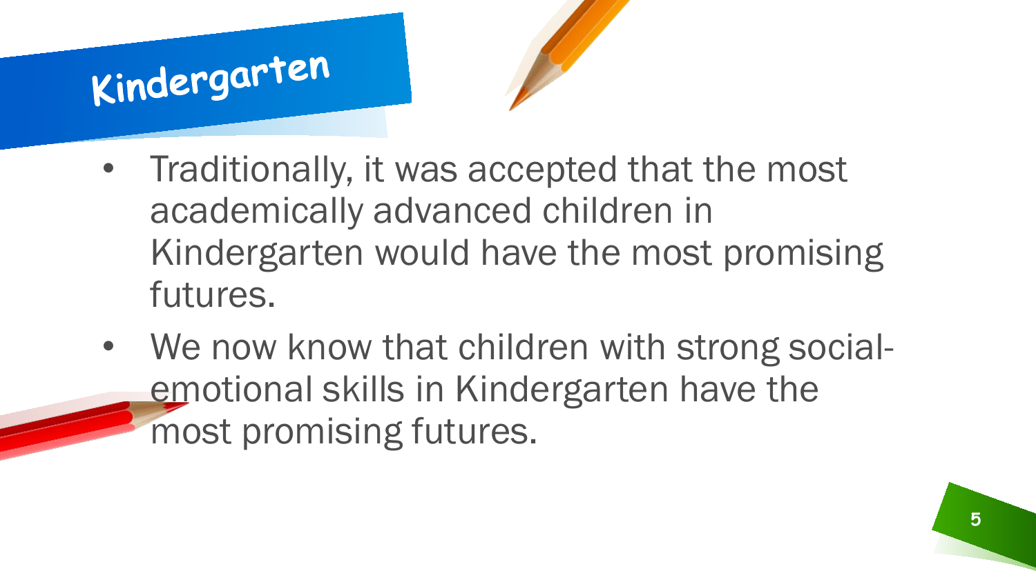# Kindergarten

- Traditionally, it was accepted that the most academically advanced children in Kindergarten would have the most promising futures.
- We now know that children with strong social-emotional skills in Kindergarten have the most promising futures.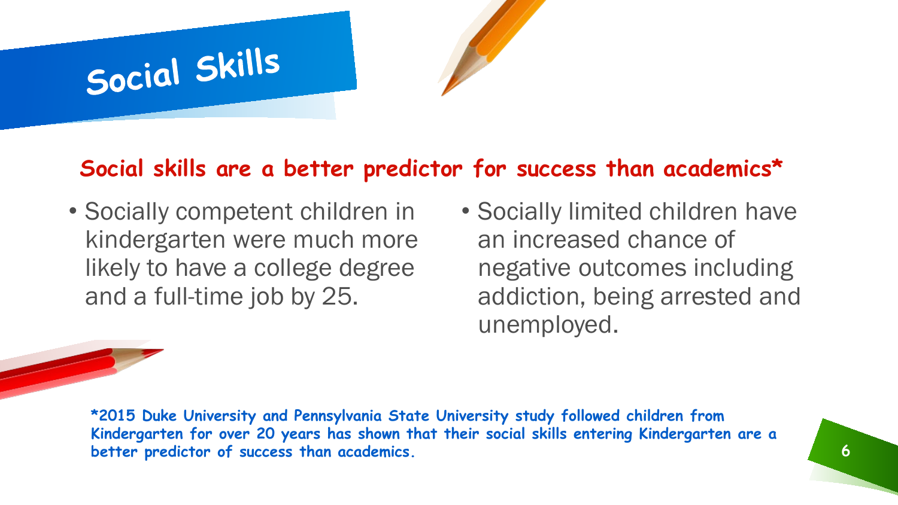# Social Skills

**Social skills are a better predictor for success than academics***

- Socially competent children in kindergarten were much more likely to have a college degree and a full-time job by 25.
- Socially limited children have an increased chance of negative outcomes including addiction, being arrested and unemployed.

***2015 Duke University and Pennsylvania State University study followed children from Kindergarten for over 20 years has shown that their social skills entering Kindergarten are a better predictor of success than academics.**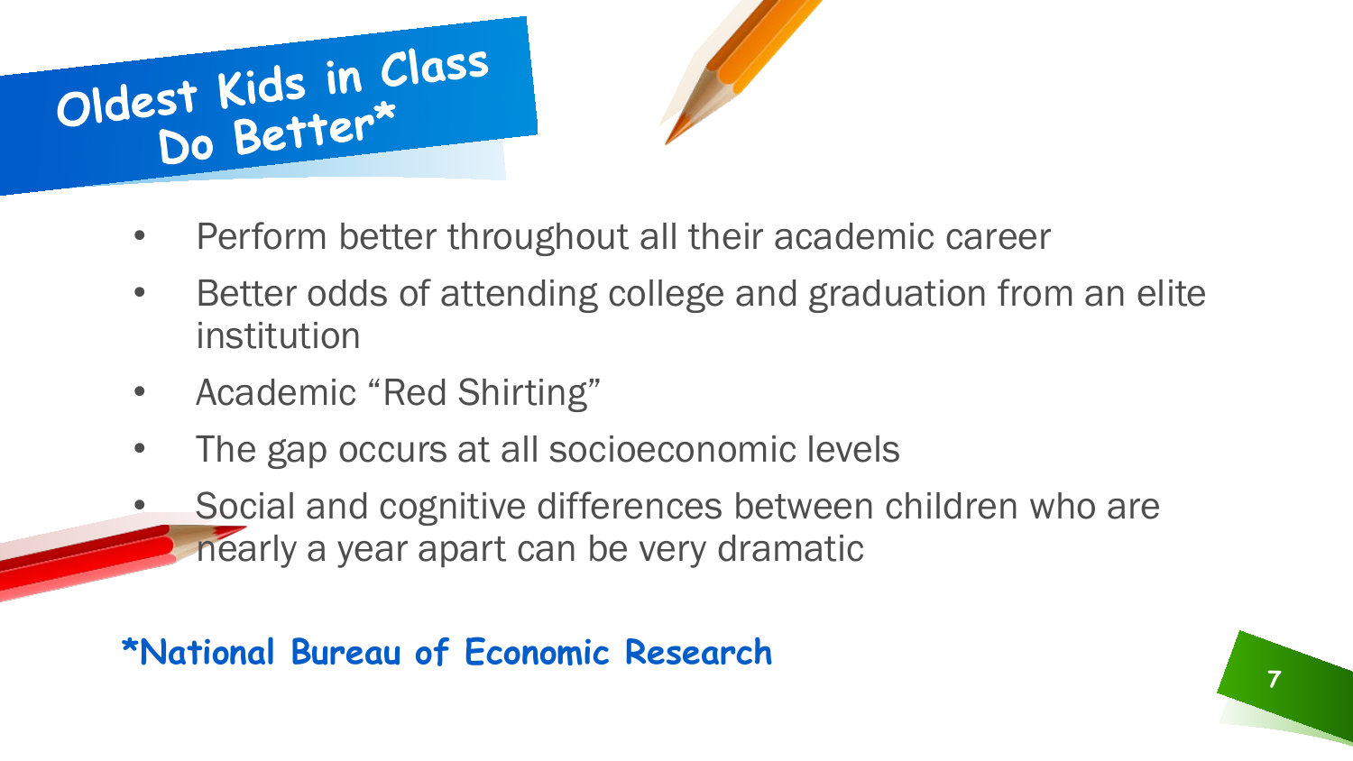# Oldest Kids in Class Do Better*

- Perform better throughout all their academic career
- Better odds of attending college and graduation from an elite institution
- Academic “Red Shirting”
- The gap occurs at all socioeconomic levels
- Social and cognitive differences between children who are nearly a year apart can be very dramatic

**\*National Bureau of Economic Research**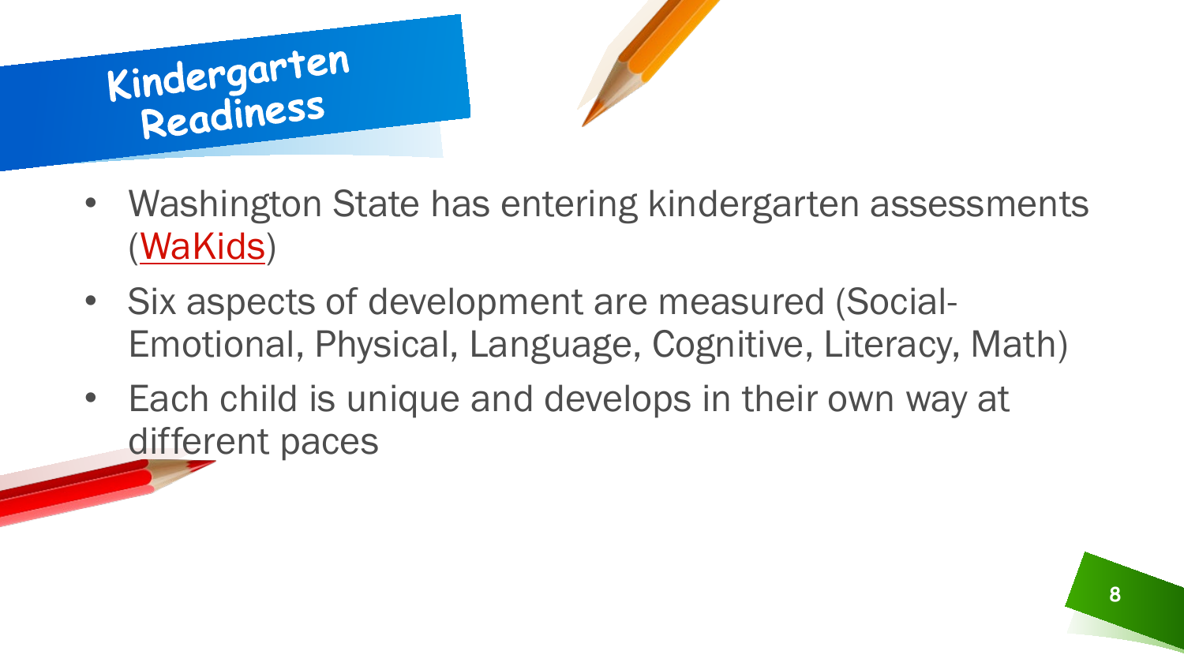# Kindergarten Readiness

- Washington State has entering kindergarten assessments (WaKids)
- Six aspects of development are measured (Social-Emotional, Physical, Language, Cognitive, Literacy, Math)
- Each child is unique and develops in their own way at different paces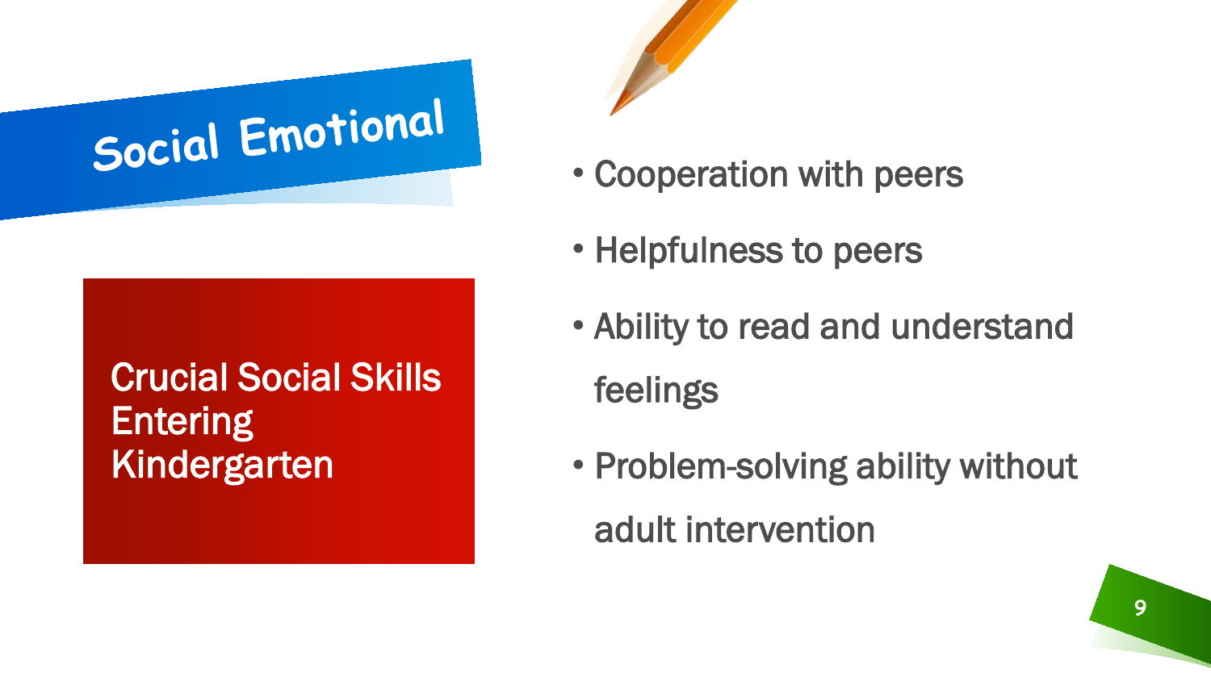# Social Emotional

## Crucial Social Skills Entering Kindergarten

- Cooperation with peers
- Helpfulness to peers
- Ability to read and understand feelings
- Problem-solving ability without adult intervention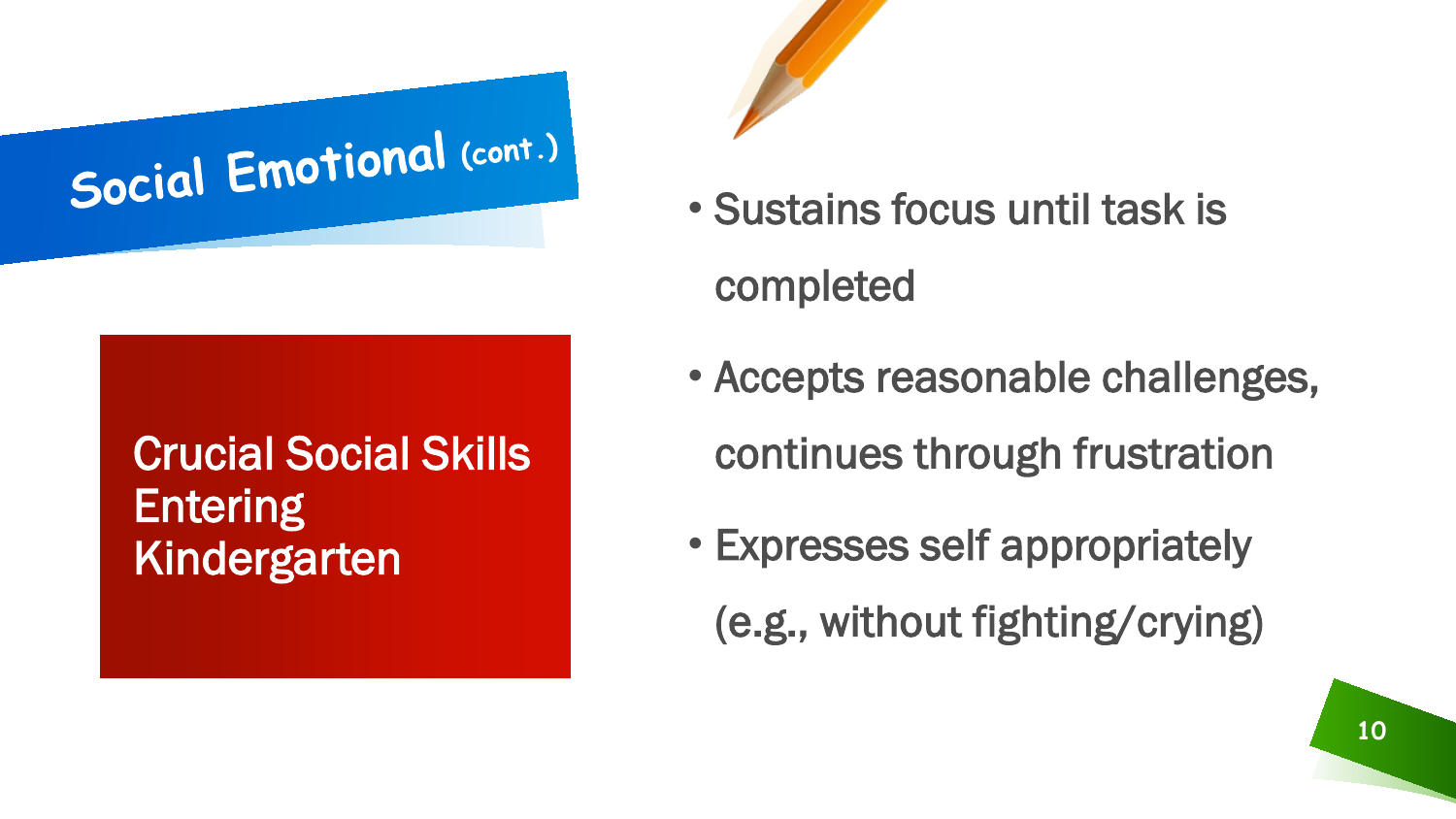# Social Emotional (cont.)

## Crucial Social Skills Entering Kindergarten

- Sustains focus until task is completed
- Accepts reasonable challenges, continues through frustration
- Expresses self appropriately (e.g., without fighting/crying)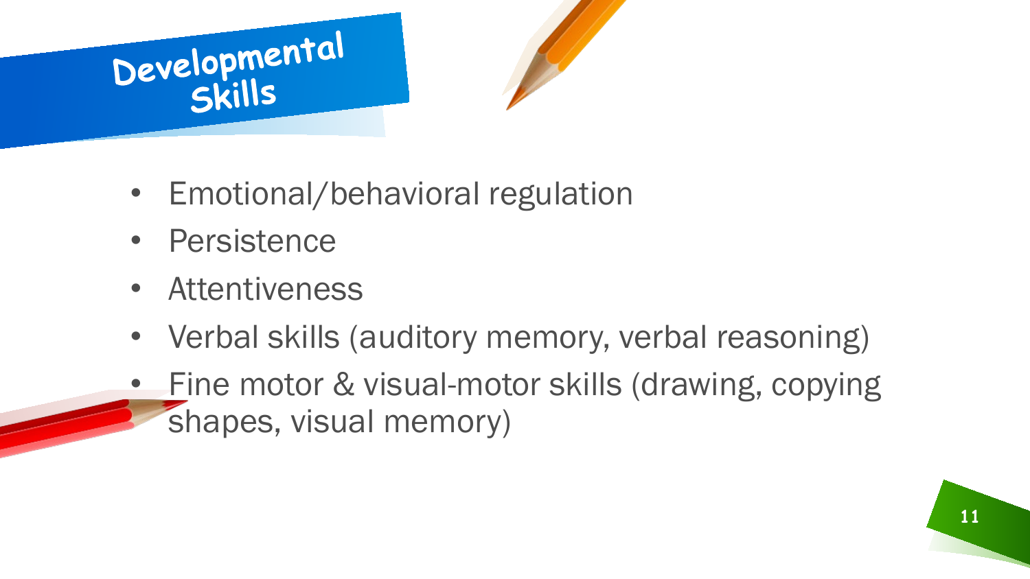# Developmental Skills

- Emotional/behavioral regulation
- Persistence
- Attentiveness
- Verbal skills (auditory memory, verbal reasoning)
- Fine motor & visual-motor skills (drawing, copying shapes, visual memory)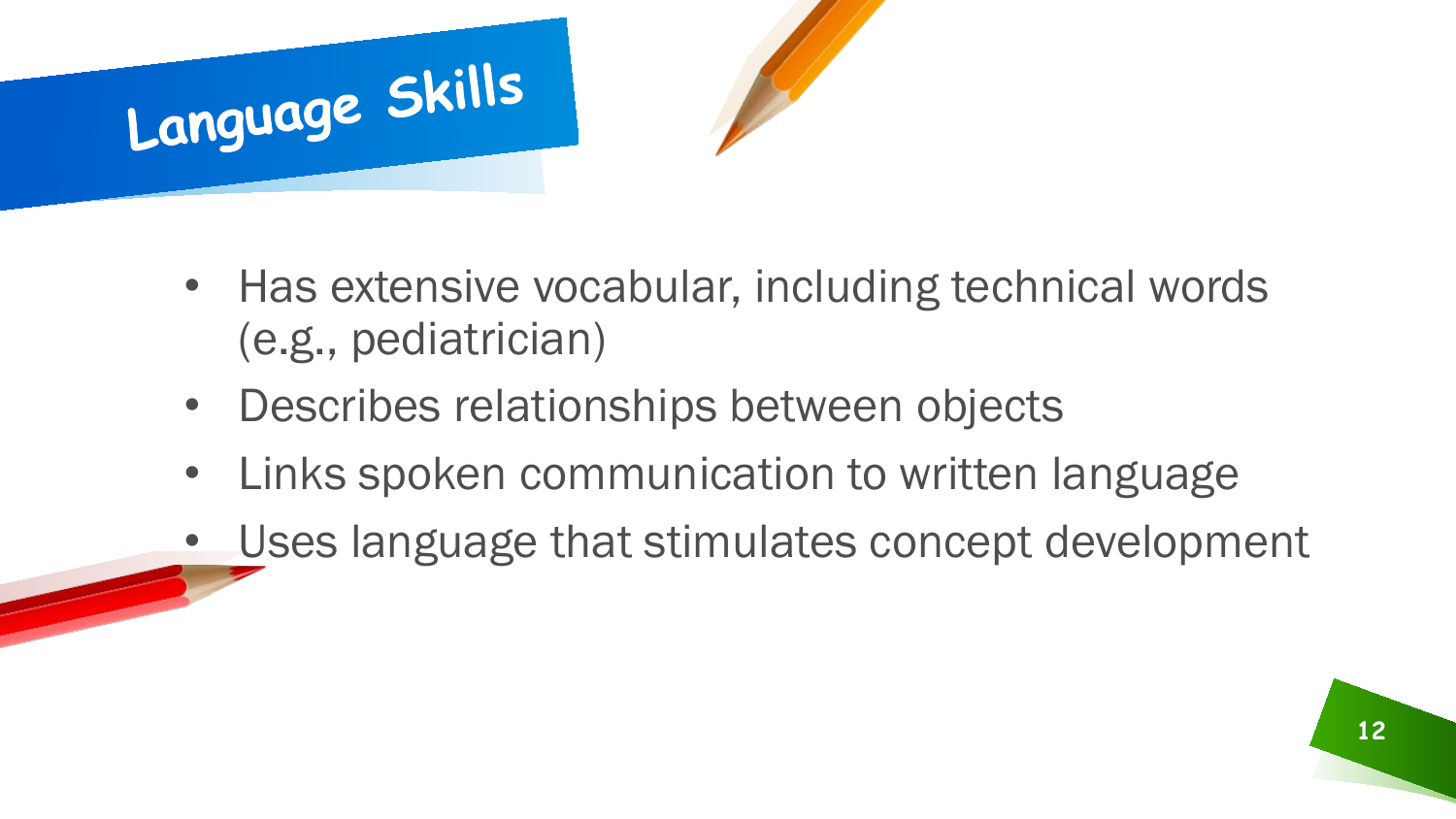# Language Skills

- Has extensive vocabular, including technical words (e.g., pediatrician)
- Describes relationships between objects
- Links spoken communication to written language
- Uses language that stimulates concept development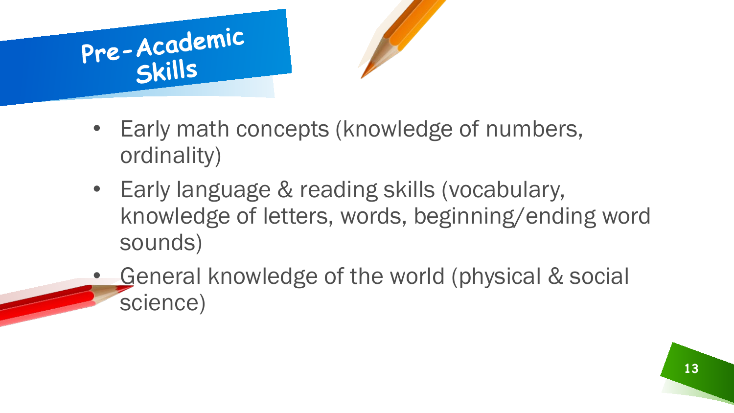# Pre-Academic Skills

- Early math concepts (knowledge of numbers, ordinality)
- Early language & reading skills (vocabulary, knowledge of letters, words, beginning/ending word sounds)
- General knowledge of the world (physical & social science)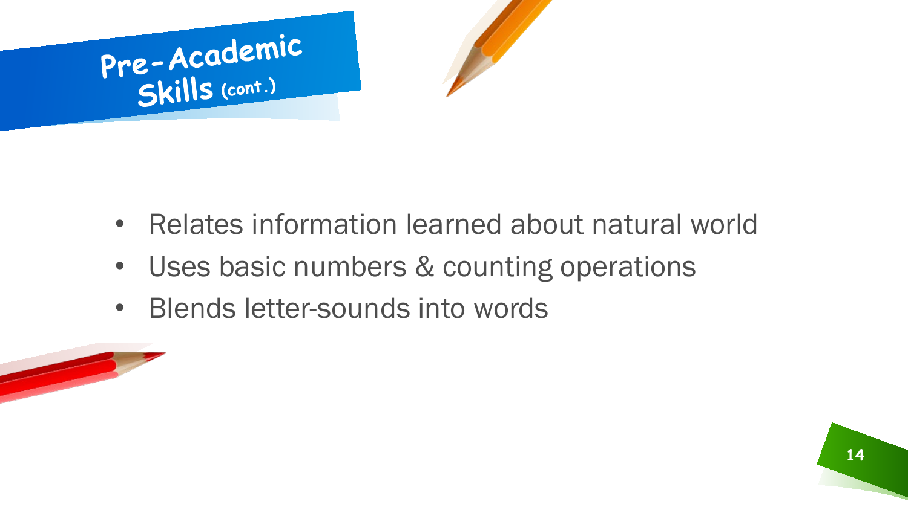# Pre-Academic Skills (cont.)

- Relates information learned about natural world
- Uses basic numbers & counting operations
- Blends letter-sounds into words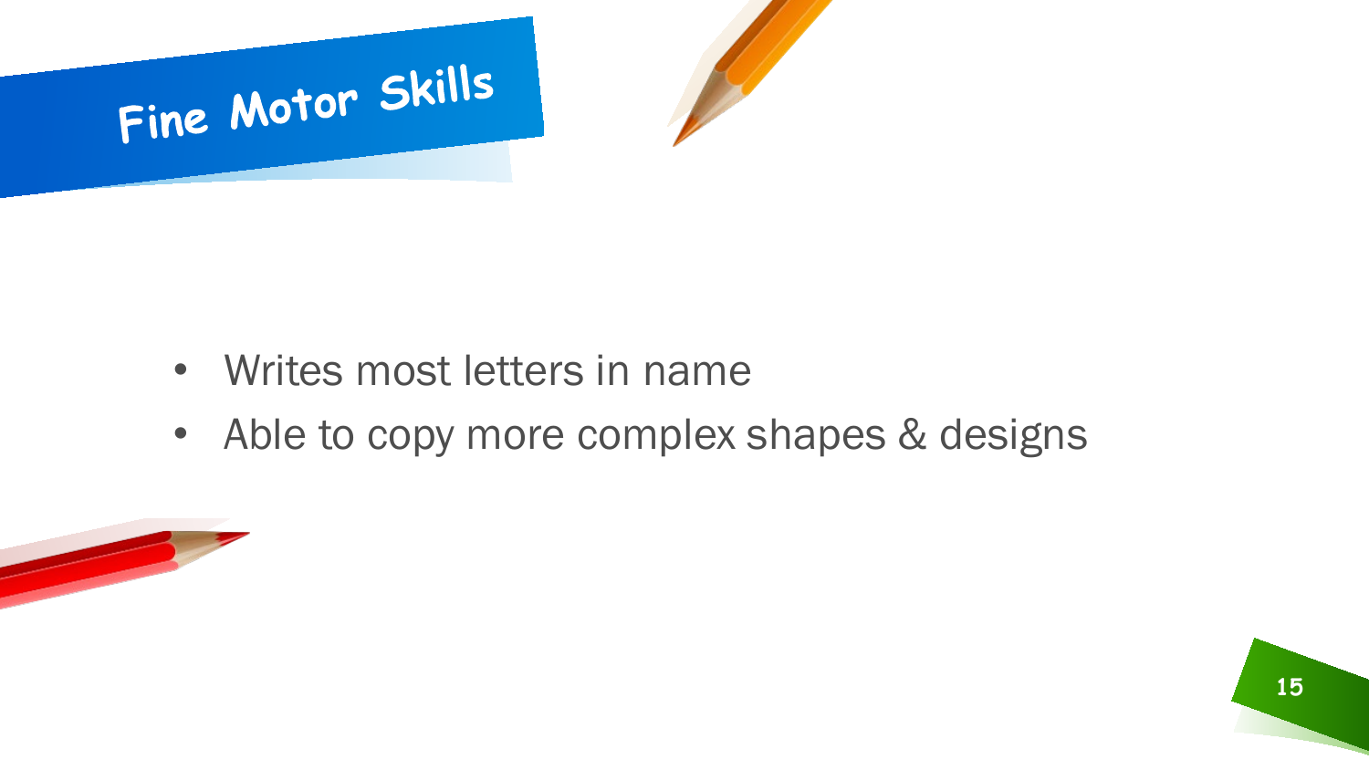# Fine Motor Skills

- Writes most letters in name
- Able to copy more complex shapes & designs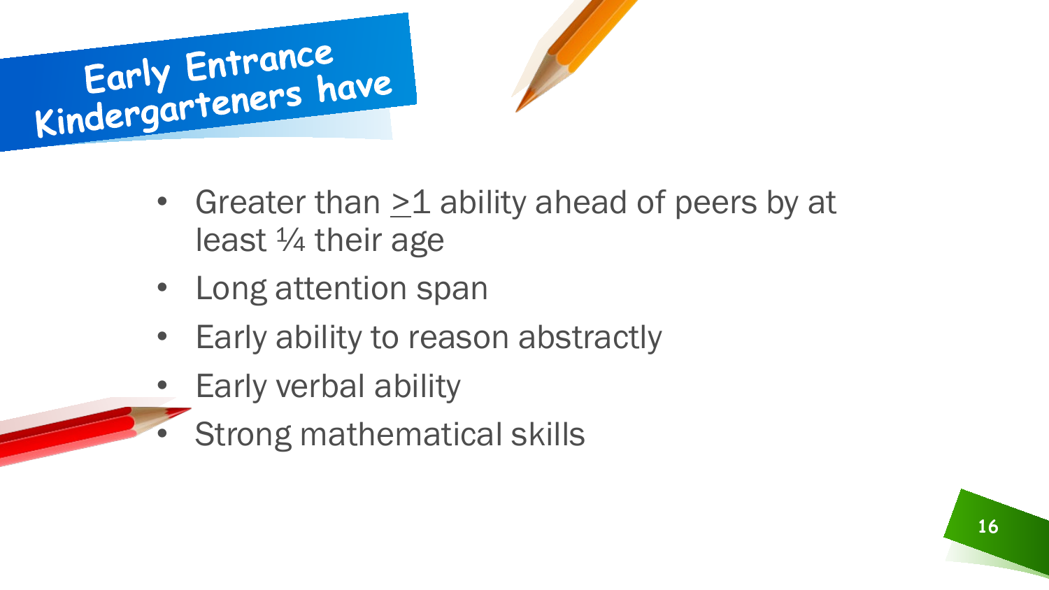# Early Entrance Kindergarteners have

- Greater than $\geq$1 ability ahead of peers by at least ¼ their age
- Long attention span
- Early ability to reason abstractly
- Early verbal ability
- Strong mathematical skills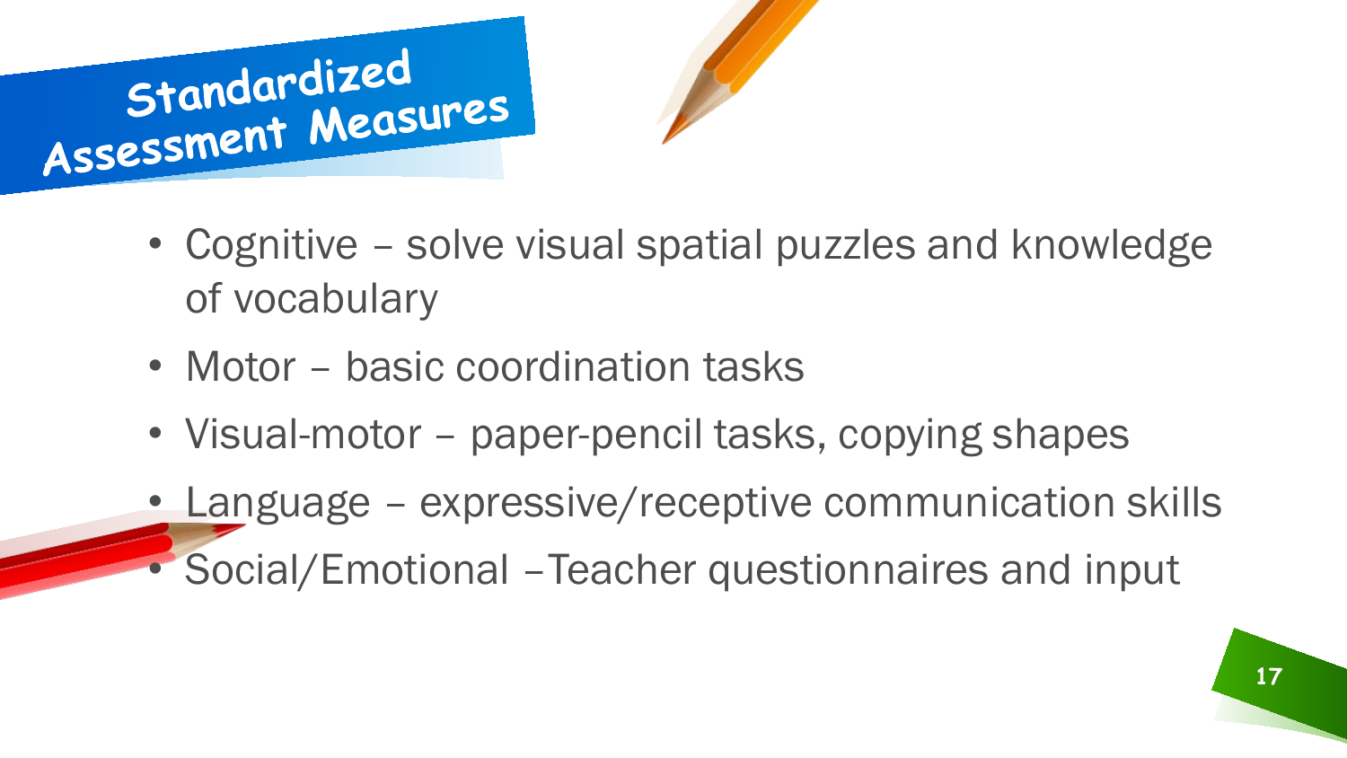# Standardized Assessment Measures

- Cognitive – solve visual spatial puzzles and knowledge of vocabulary
- Motor – basic coordination tasks
- Visual-motor – paper-pencil tasks, copying shapes
- Language – expressive/receptive communication skills
- Social/Emotional –Teacher questionnaires and input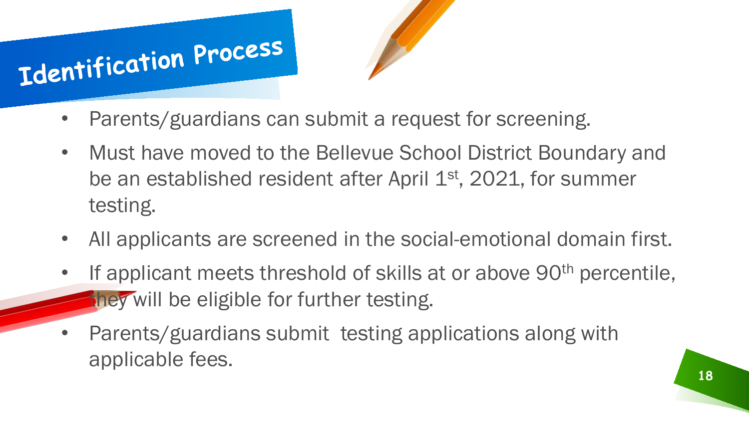# Identification Process

- Parents/guardians can submit a request for screening.
- Must have moved to the Bellevue School District Boundary and be an established resident after April 1st, 2021, for summer testing.
- All applicants are screened in the social-emotional domain first.
- If applicant meets threshold of skills at or above 90th percentile, they will be eligible for further testing.
- Parents/guardians submit testing applications along with applicable fees.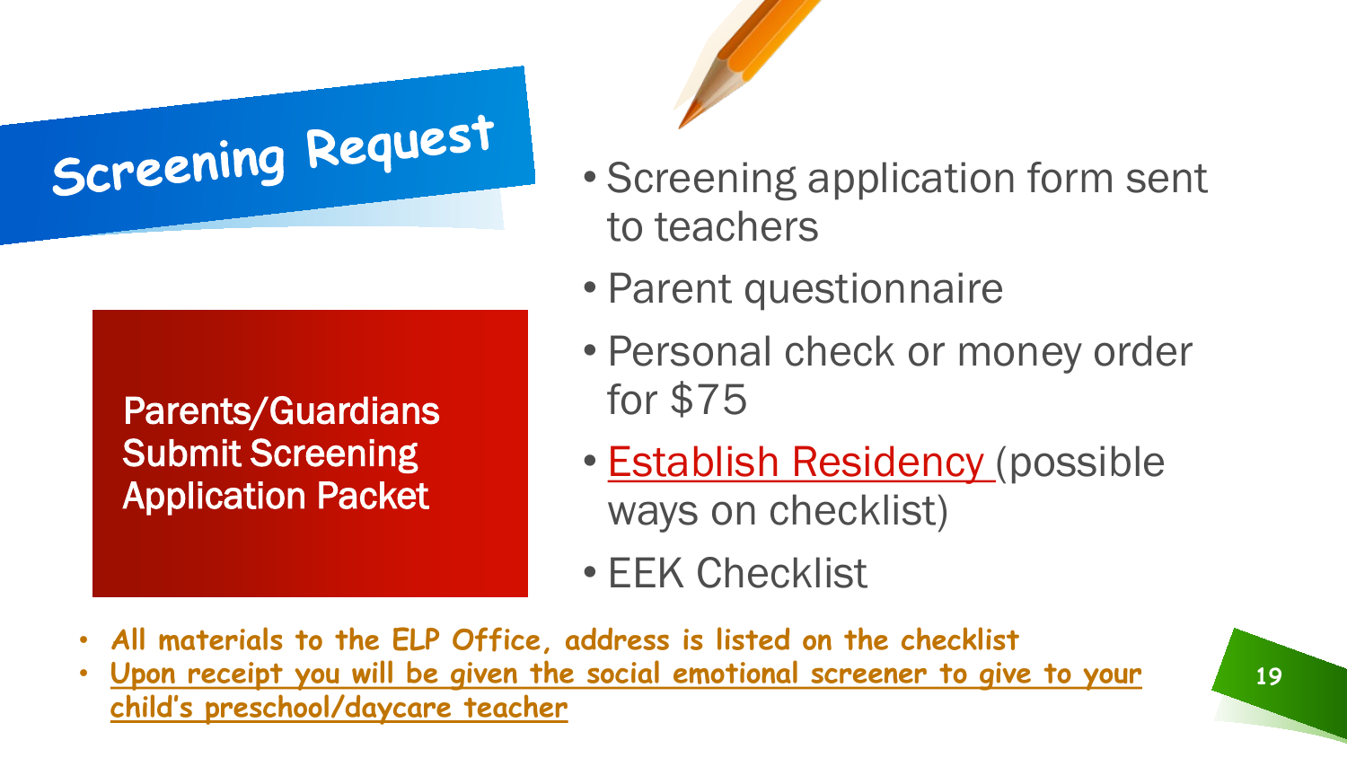# Screening Request

## Parents/Guardians Submit Screening Application Packet

- Screening application form sent to teachers
- Parent questionnaire
- Personal check or money order for $75
- Establish Residency (possible ways on checklist)
- EEK Checklist

- ***All materials to the ELP Office, address is listed on the checklist***
- ***Upon receipt you will be given the social emotional screener to give to your child's preschool/daycare teacher***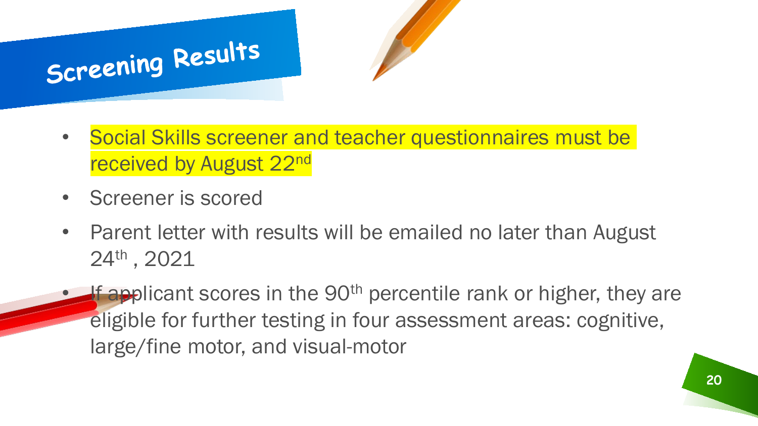# Screening Results

- Social Skills screener and teacher questionnaires must be received by August 22nd
- Screener is scored
- Parent letter with results will be emailed no later than August 24th , 2021
- If applicant scores in the 90th percentile rank or higher, they are eligible for further testing in four assessment areas: cognitive, large/fine motor, and visual-motor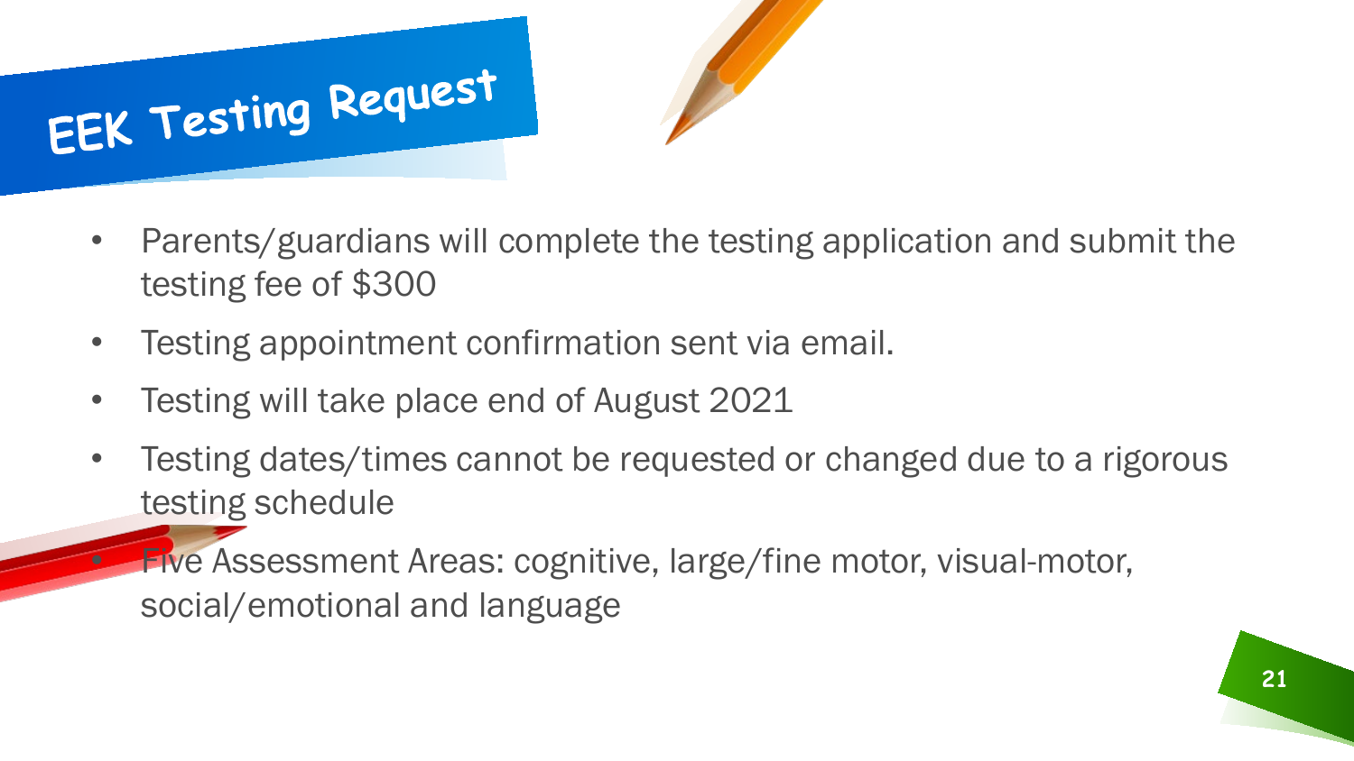# EEK Testing Request

- Parents/guardians will complete the testing application and submit the testing fee of $300
- Testing appointment confirmation sent via email.
- Testing will take place end of August 2021
- Testing dates/times cannot be requested or changed due to a rigorous testing schedule
- Five Assessment Areas: cognitive, large/fine motor, visual-motor, social/emotional and language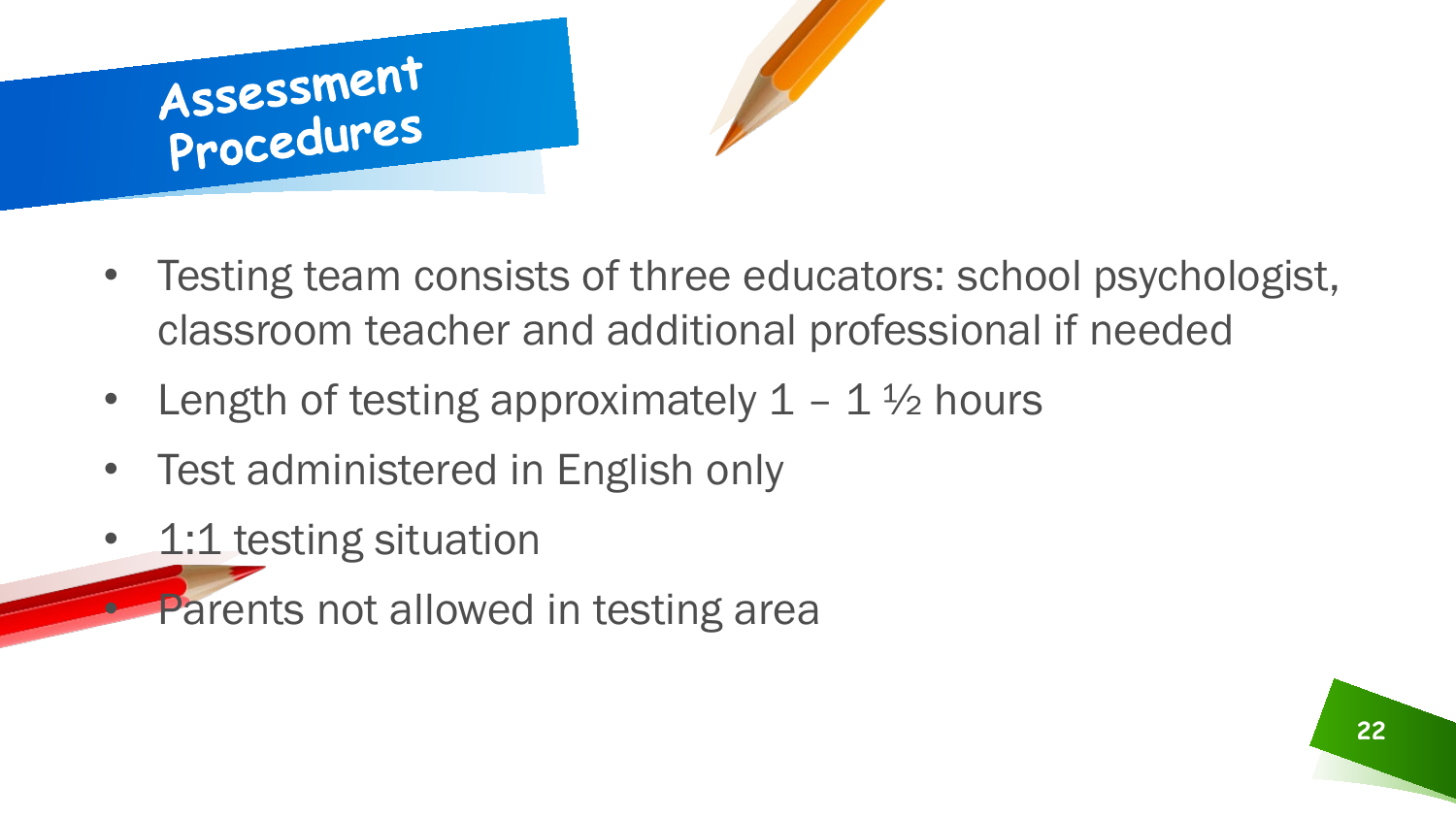# Assessment Procedures

- Testing team consists of three educators: school psychologist, classroom teacher and additional professional if needed
- Length of testing approximately 1 – 1 ½ hours
- Test administered in English only
- 1:1 testing situation
- Parents not allowed in testing area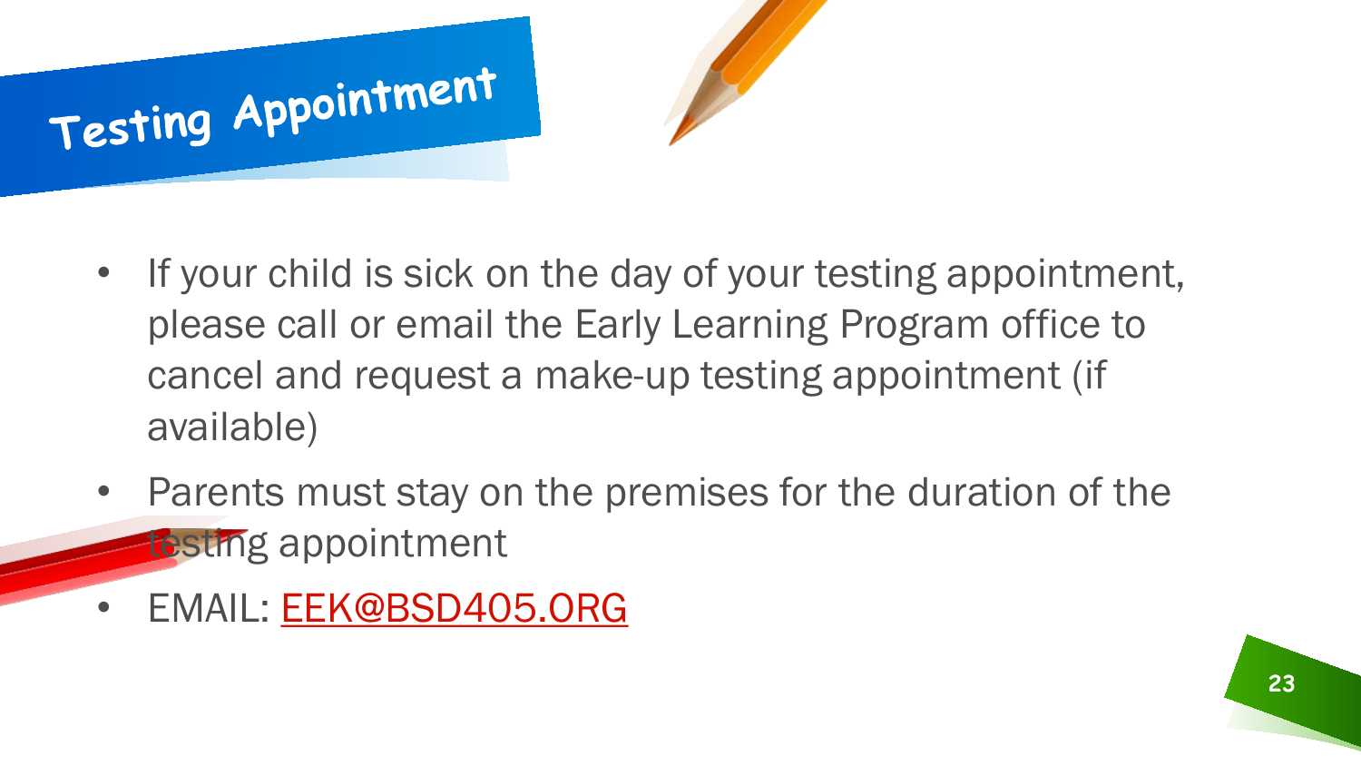# Testing Appointment

- If your child is sick on the day of your testing appointment, please call or email the Early Learning Program office to cancel and request a make-up testing appointment (if available)
- Parents must stay on the premises for the duration of the testing appointment
- EMAIL: EEK@BSD405.ORG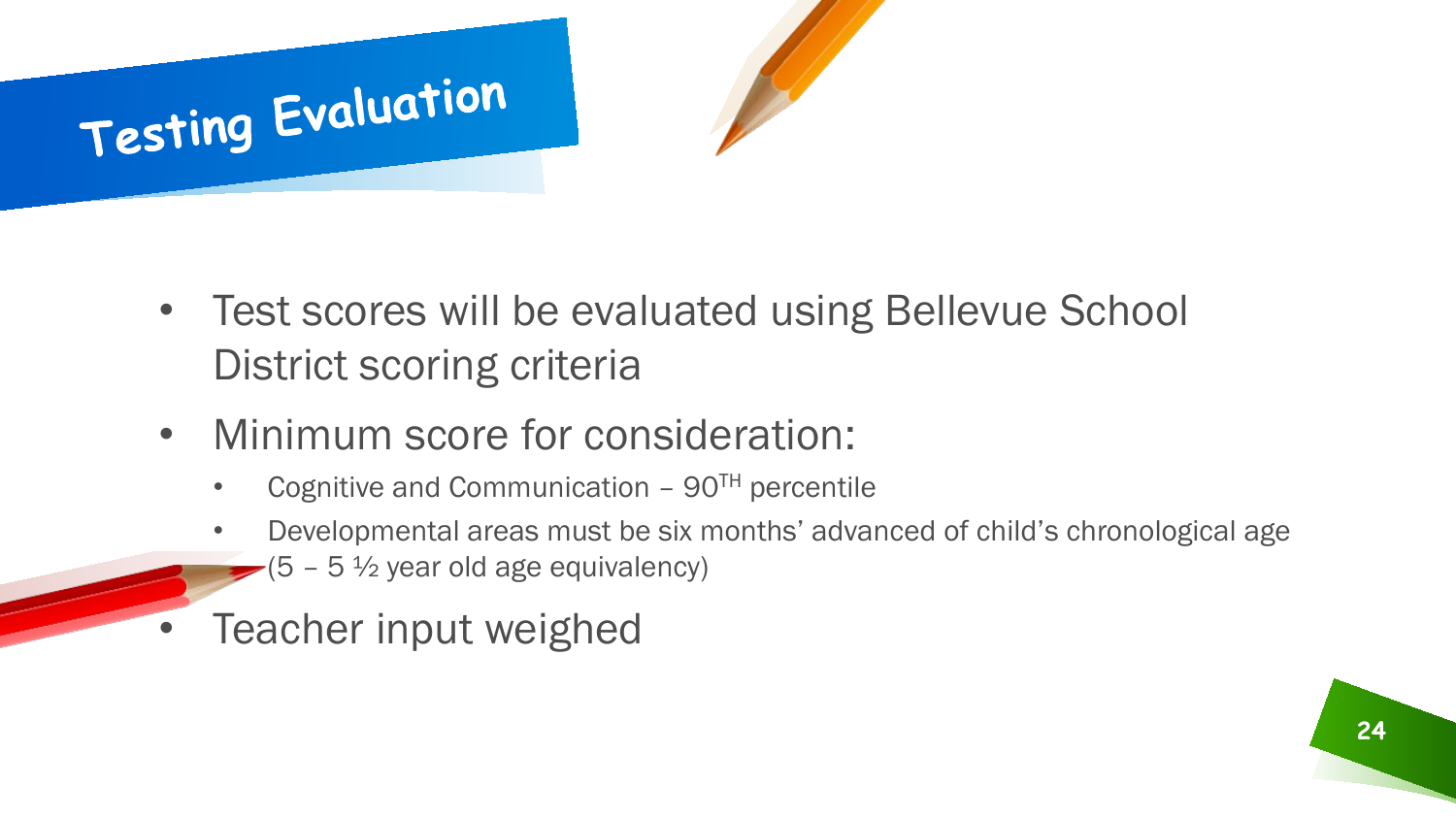# Testing Evaluation

- Test scores will be evaluated using Bellevue School District scoring criteria
- Minimum score for consideration:
  - Cognitive and Communication – 90TH percentile
  - Developmental areas must be six months' advanced of child's chronological age (5 – 5 ½ year old age equivalency)
- Teacher input weighed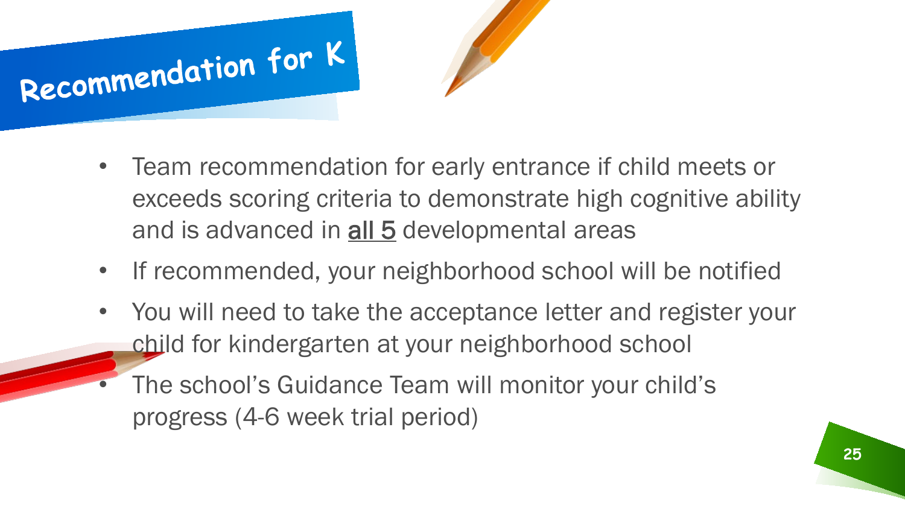# Recommendation for K

- Team recommendation for early entrance if child meets or exceeds scoring criteria to demonstrate high cognitive ability and is advanced in <u>all 5</u> developmental areas
- If recommended, your neighborhood school will be notified
- You will need to take the acceptance letter and register your child for kindergarten at your neighborhood school
- The school's Guidance Team will monitor your child's progress (4-6 week trial period)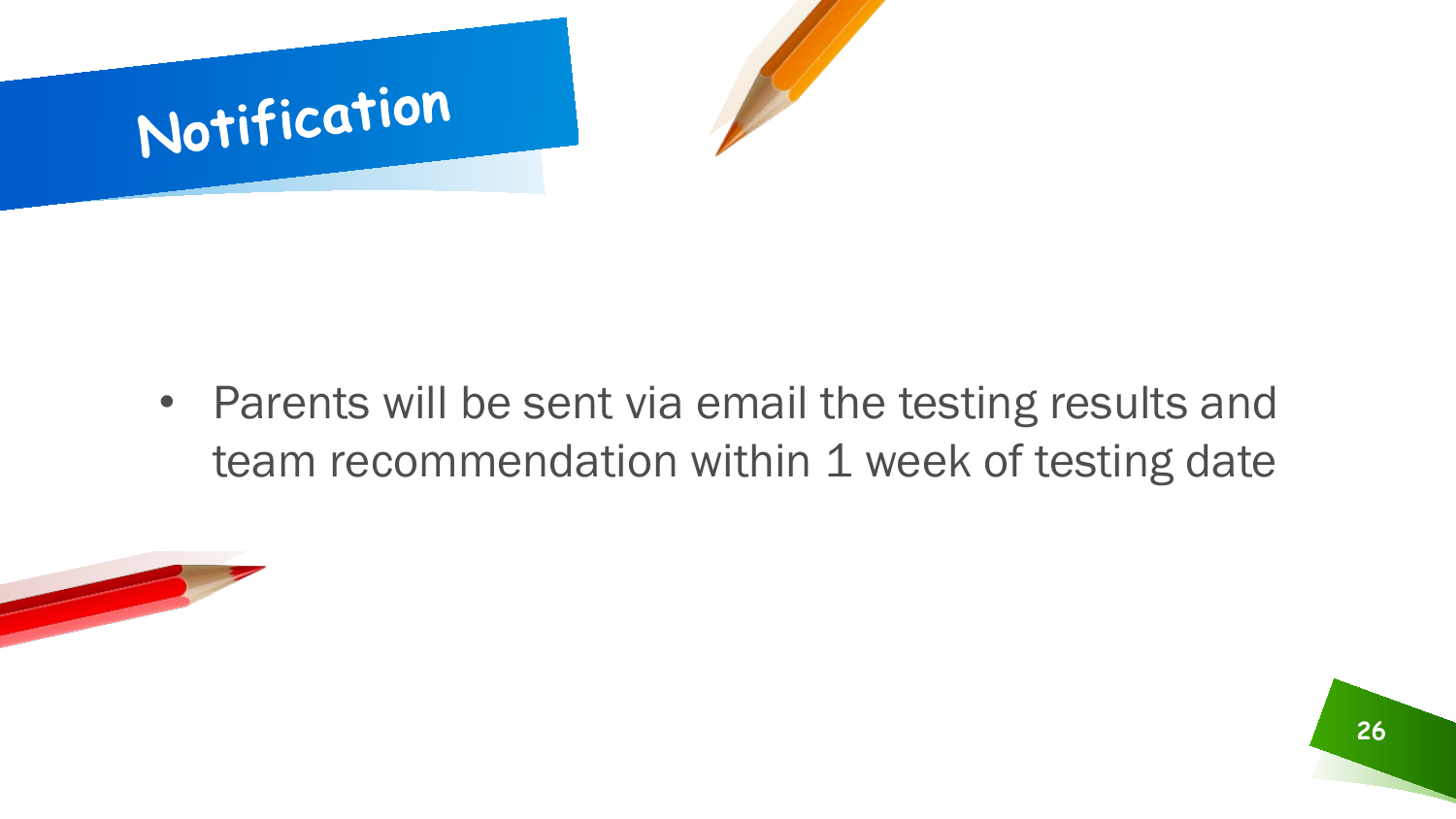# Notification

- Parents will be sent via email the testing results and team recommendation within 1 week of testing date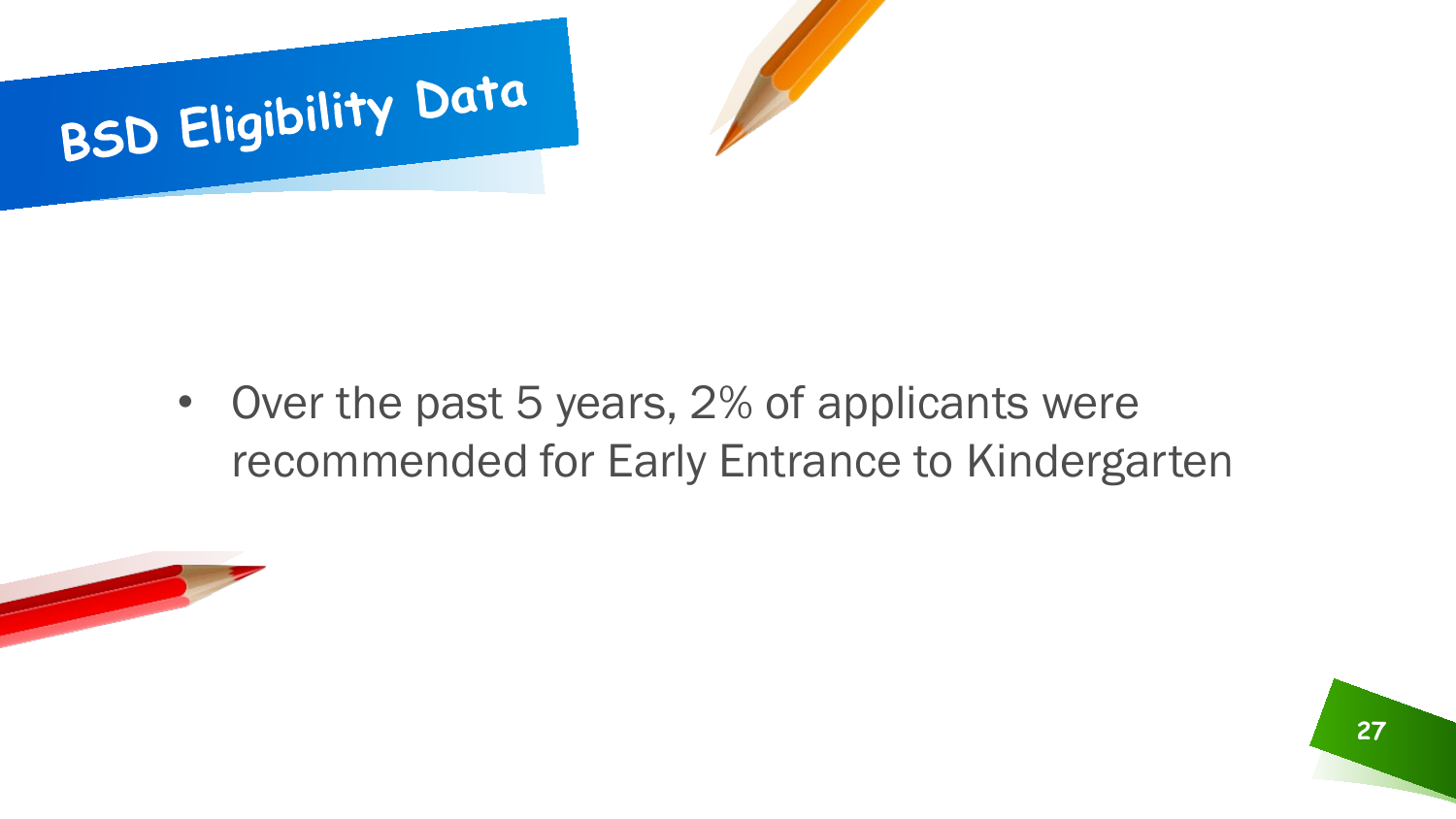# BSD Eligibility Data

- Over the past 5 years, 2% of applicants were recommended for Early Entrance to Kindergarten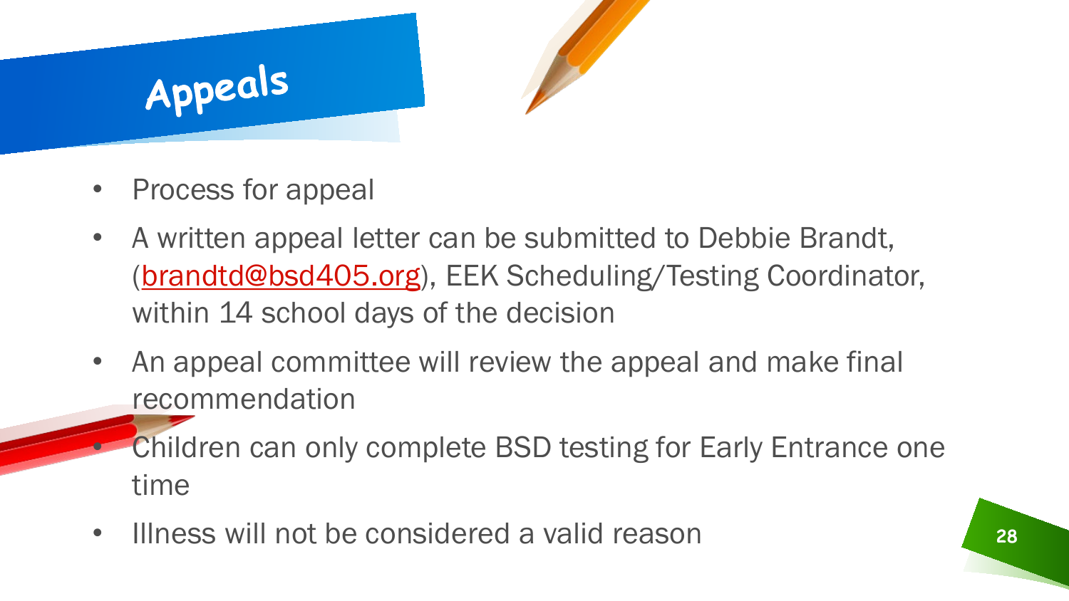# Appeals

- Process for appeal
- A written appeal letter can be submitted to Debbie Brandt, (brandtd@bsd405.org), EEK Scheduling/Testing Coordinator, within 14 school days of the decision
- An appeal committee will review the appeal and make final recommendation
- Children can only complete BSD testing for Early Entrance one time
- Illness will not be considered a valid reason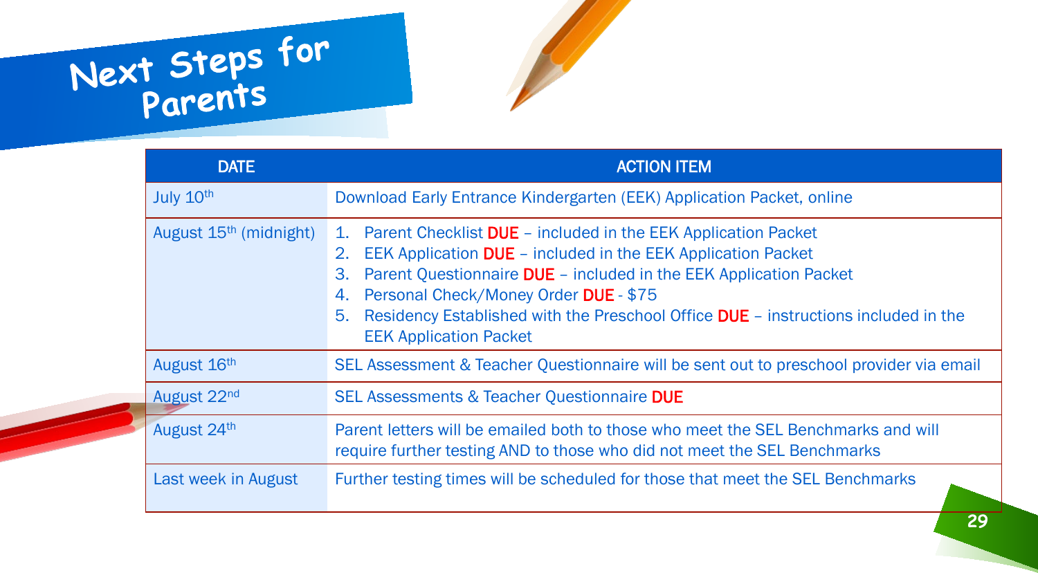# Next Steps for Parents

| DATE | ACTION ITEM |
|---|---|
| July 10th | Download Early Entrance Kindergarten (EEK) Application Packet, online |
| August 15th (midnight) | 1. Parent Checklist **DUE** – included in the EEK Application Packet<br>2. EEK Application **DUE** – included in the EEK Application Packet<br>3. Parent Questionnaire **DUE** – included in the EEK Application Packet<br>4. Personal Check/Money Order **DUE** - $75<br>5. Residency Established with the Preschool Office **DUE** – instructions included in the EEK Application Packet |
| August 16th | SEL Assessment & Teacher Questionnaire will be sent out to preschool provider via email |
| August 22nd | SEL Assessments & Teacher Questionnaire **DUE** |
| August 24th | Parent letters will be emailed both to those who meet the SEL Benchmarks and will require further testing AND to those who did not meet the SEL Benchmarks |
| Last week in August | Further testing times will be scheduled for those that meet the SEL Benchmarks |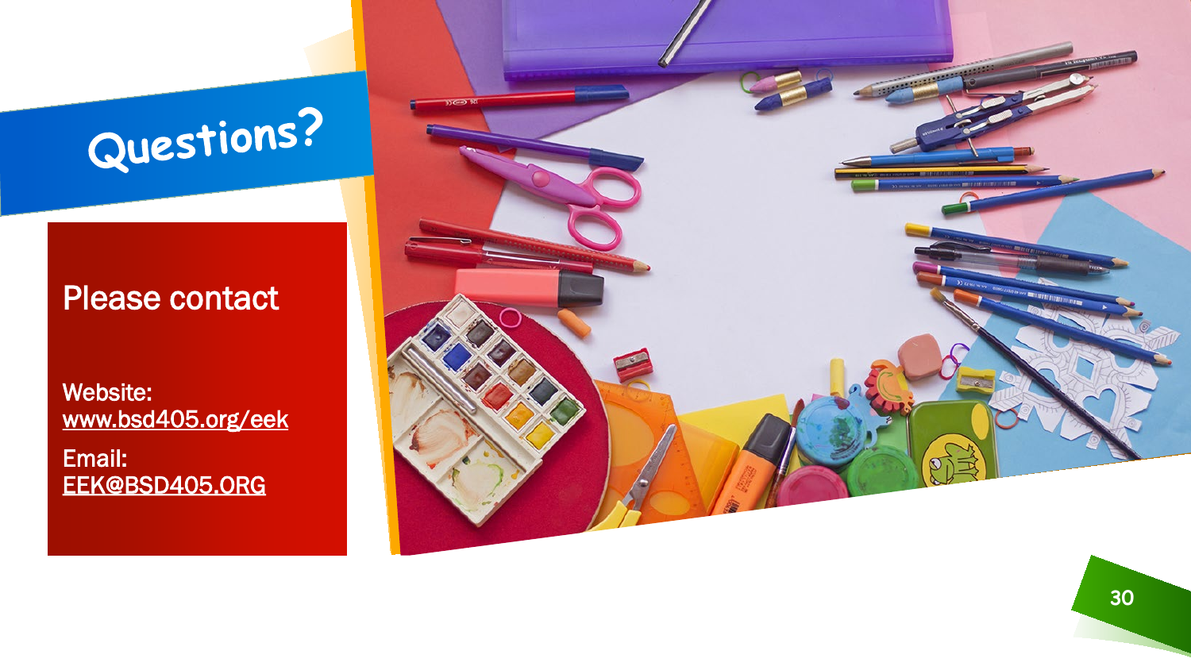# Questions?

Please contact

Website:
www.bsd405.org/eek

Email:
EEK@BSD405.ORG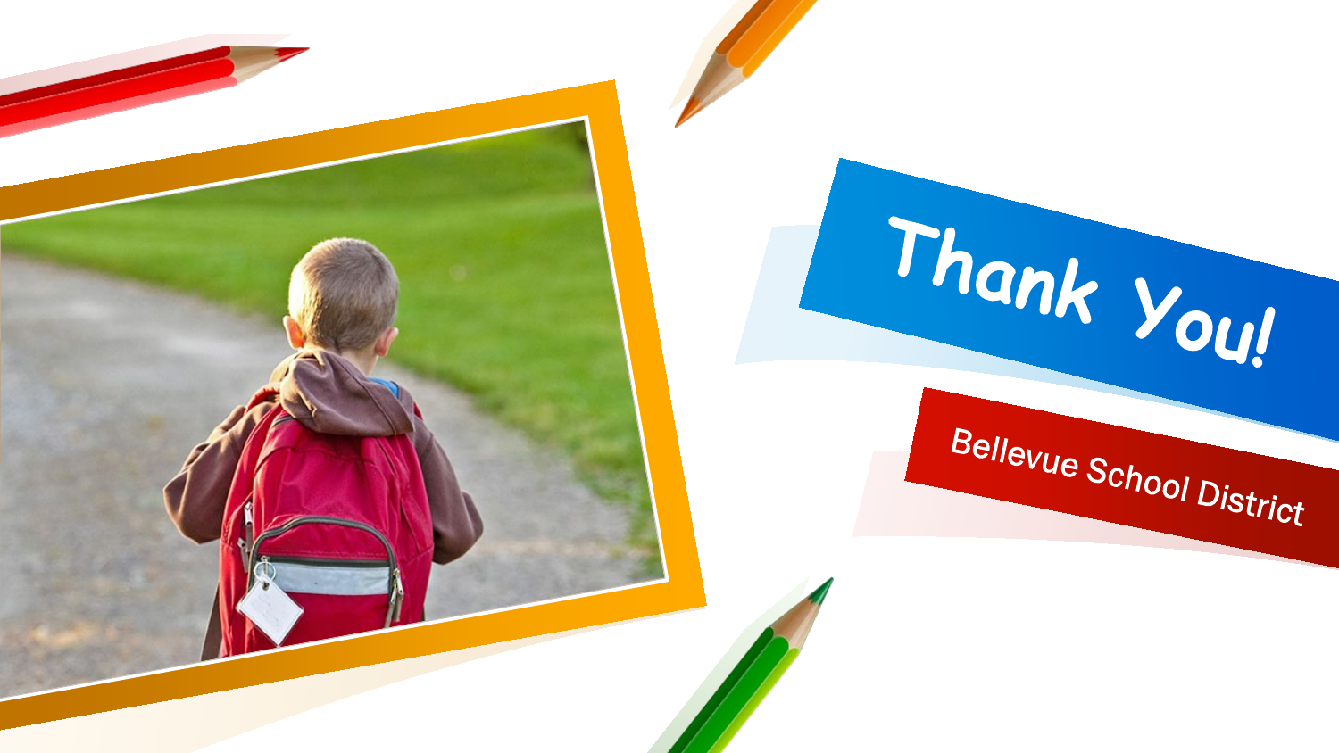# Thank You!

Bellevue School District